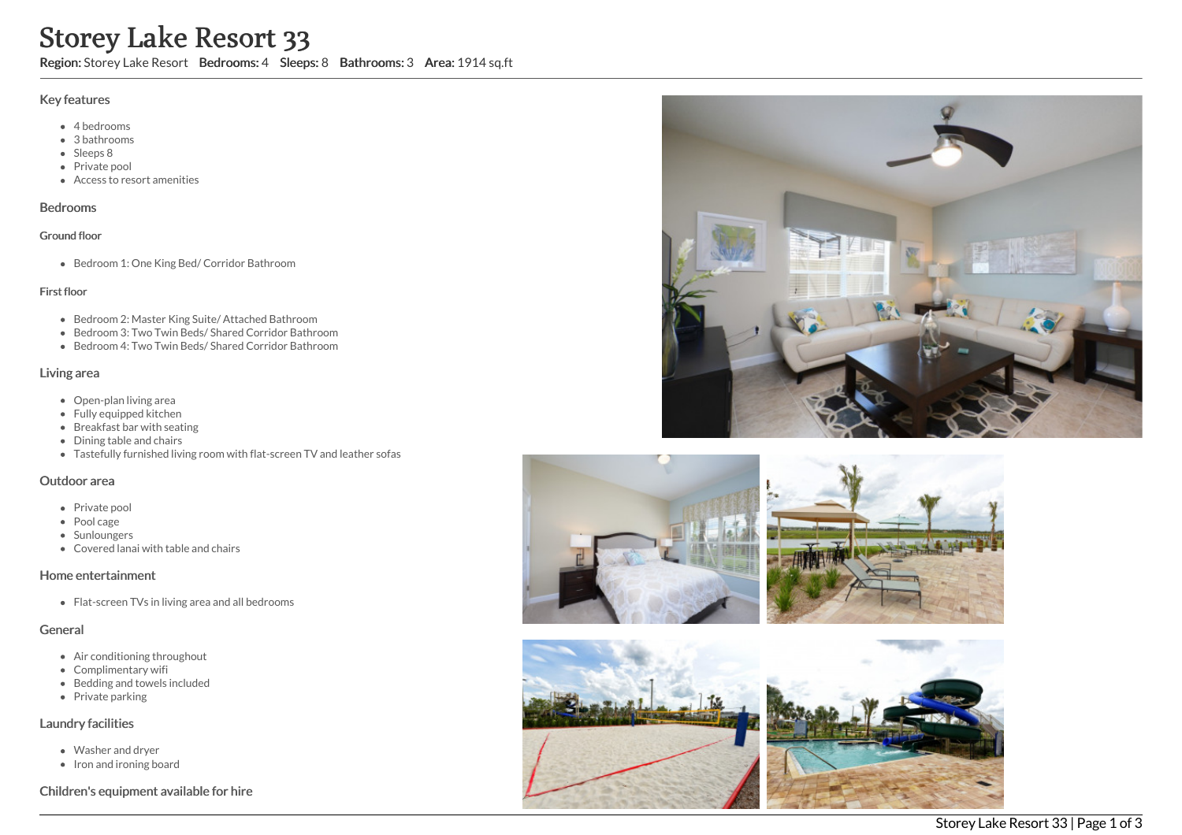# Storey Lake Resort 33

**Region:** Storey Lake Resort **Bedrooms:** 4 **Sleeps:** 8 **Bathrooms:** 3 **Area:** 1914 sq.ft

## Key features

- 4 bedrooms
- 3 bathrooms
- Sleeps 8
- Private pool
- Access to resort amenities

## Bedrooms

### Ground floor

- Bedroom 1: One King Bed/ Corridor Bathroom

### First floor

- Bedroom 2: Master King Suite/ Attached Bathroom
- Bedroom 3: Two Twin Beds/ Shared Corridor Bathroom
- Bedroom 4: Two Twin Beds/ Shared Corridor Bathroom

## Living area

- Open-plan living area
- Fully equipped kitchen
- Breakfast bar with seating
- Dining table and chairs
- Tastefully furnished living room with flat-screen TV and leather sofas

## Outdoor area

- Private pool
- Pool cage
- Sunloungers
- Covered lanai with table and chairs

## Home entertainment

- Flat-screen TVs in living area and all bedrooms

## General

- Air conditioning throughout
- Complimentary wifi
- Bedding and towels included
- Private parking

## Laundry facilities

- Washer and dryer
- Iron and ironing board

## Children's equipment available for hire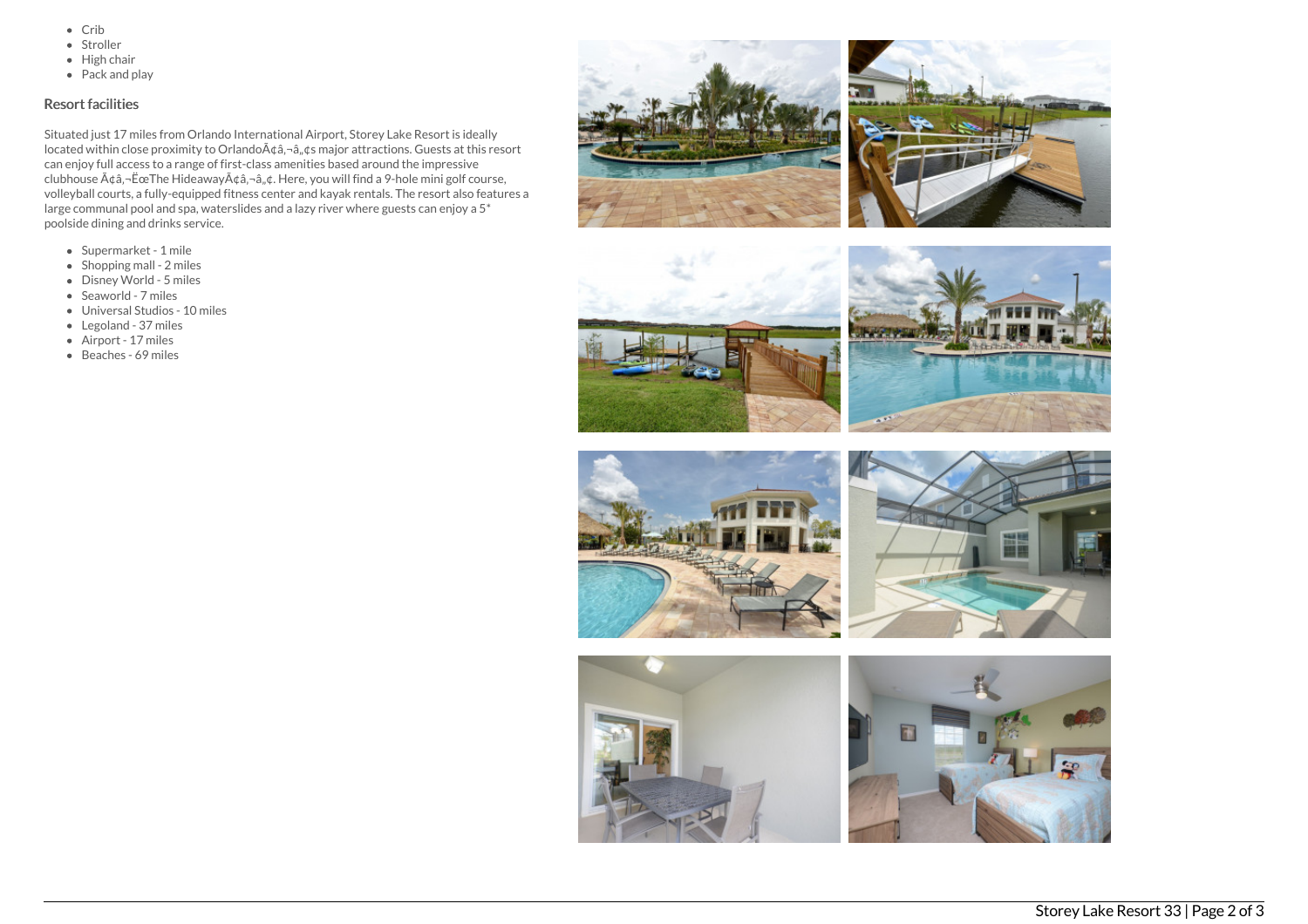- Crib
- Stroller
- High chair
- Pack and play

### Resort facilities

Situated just 17 miles from Orlando International Airport, Storey Lake Resort is ideally located within close proximity to OrlandoÃ¢â‚¬â„¢s major attractions. Guests at this resort can enjoy full access to a range of first-class amenities based around the impressive clubhouse Ã¢â‚¬ËœThe HideawayÃ¢â‚¬â„¢. Here, you will find a 9-hole mini golf course, volleyball courts, a fully-equipped fitness center and kayak rentals. The resort also features a large communal pool and spa, waterslides and a lazy river where guests can enjoy a 5* poolside dining and drinks service.

- Supermarket - 1 mile
- Shopping mall - 2 miles
- Disney World - 5 miles
- Seaworld - 7 miles
- Universal Studios - 10 miles
- Legoland - 37 miles
- Airport - 17 miles
- Beaches - 69 miles